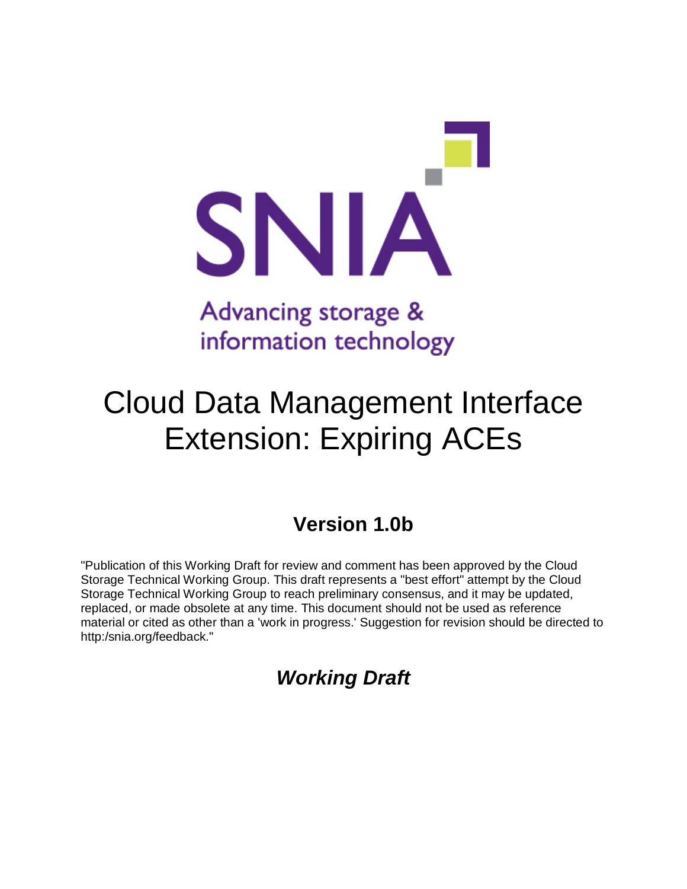SNIA

Advancing storage & information technology

# Cloud Data Management Interface Extension: Expiring ACEs

## Version 1.0b

"Publication of this Working Draft for review and comment has been approved by the Cloud Storage Technical Working Group. This draft represents a "best effort" attempt by the Cloud Storage Technical Working Group to reach preliminary consensus, and it may be updated, replaced, or made obsolete at any time. This document should not be used as reference material or cited as other than a 'work in progress.' Suggestion for revision should be directed to http:/snia.org/feedback."

## *Working Draft*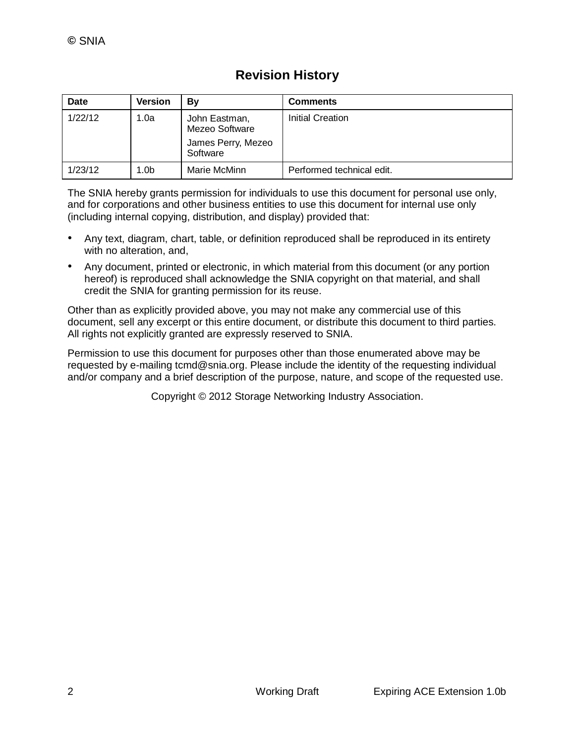## Revision History

| Date | Version | By | Comments |
| --- | --- | --- | --- |
| 1/22/12 | 1.0a | John Eastman, Mezeo Software<br><br>James Perry, Mezeo Software | Initial Creation |
| 1/23/12 | 1.0b | Marie McMinn | Performed technical edit. |

The SNIA hereby grants permission for individuals to use this document for personal use only, and for corporations and other business entities to use this document for internal use only (including internal copying, distribution, and display) provided that:

- Any text, diagram, chart, table, or definition reproduced shall be reproduced in its entirety with no alteration, and,
- Any document, printed or electronic, in which material from this document (or any portion hereof) is reproduced shall acknowledge the SNIA copyright on that material, and shall credit the SNIA for granting permission for its reuse.

Other than as explicitly provided above, you may not make any commercial use of this document, sell any excerpt or this entire document, or distribute this document to third parties. All rights not explicitly granted are expressly reserved to SNIA.

Permission to use this document for purposes other than those enumerated above may be requested by e-mailing tcmd@snia.org. Please include the identity of the requesting individual and/or company and a brief description of the purpose, nature, and scope of the requested use.

Copyright © 2012 Storage Networking Industry Association.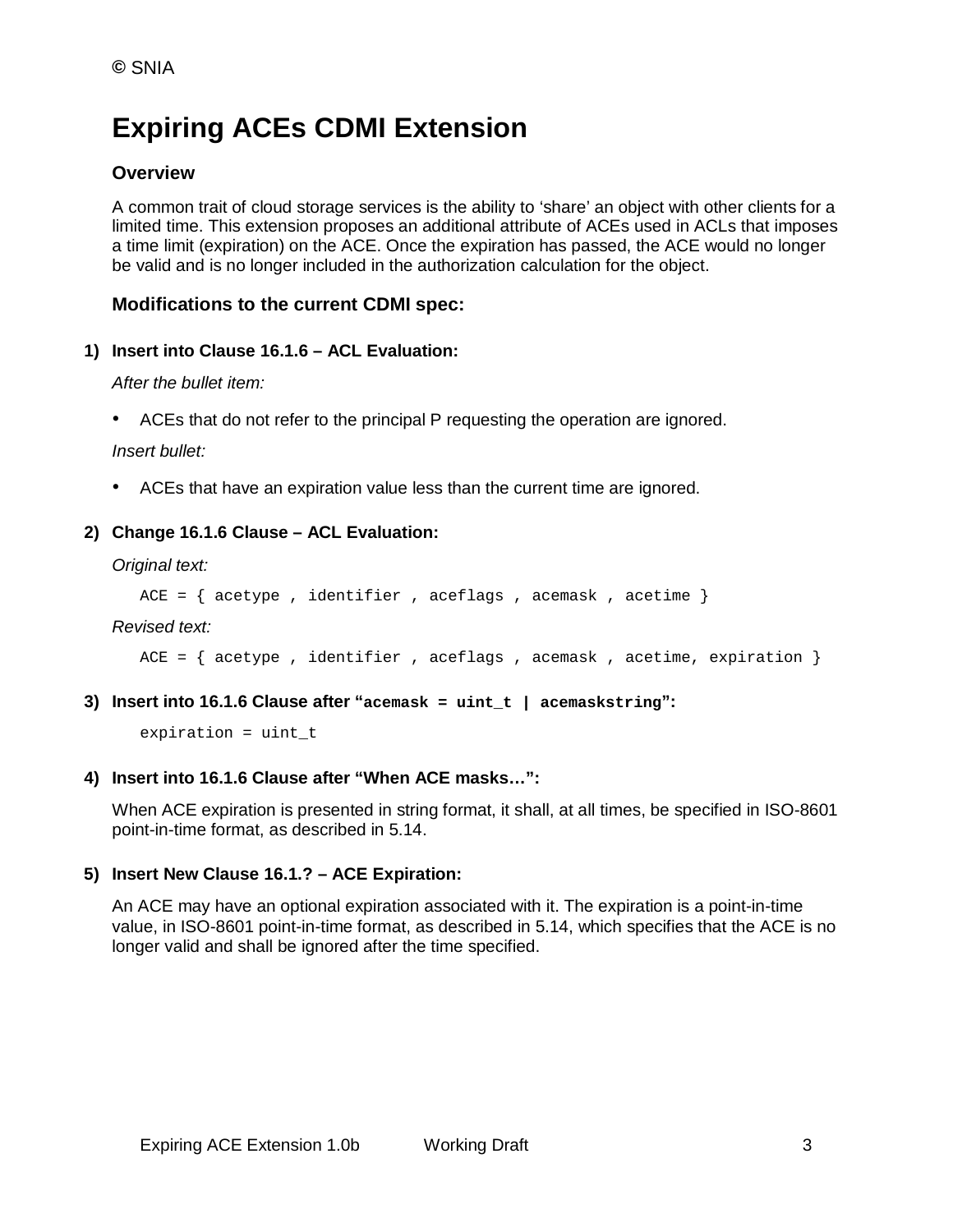© SNIA

# Expiring ACEs CDMI Extension

### Overview

A common trait of cloud storage services is the ability to 'share' an object with other clients for a limited time. This extension proposes an additional attribute of ACEs used in ACLs that imposes a time limit (expiration) on the ACE. Once the expiration has passed, the ACE would no longer be valid and is no longer included in the authorization calculation for the object.

### Modifications to the current CDMI spec:

**1) Insert into Clause 16.1.6 – ACL Evaluation:**

*After the bullet item:*

- ACEs that do not refer to the principal P requesting the operation are ignored.

*Insert bullet:*

- ACEs that have an expiration value less than the current time are ignored.

**2) Change 16.1.6 Clause – ACL Evaluation:**

*Original text:*

```
ACE = { acetype , identifier , aceflags , acemask , acetime }
```

*Revised text:*

```
ACE = { acetype , identifier , aceflags , acemask , acetime, expiration }
```

**3) Insert into 16.1.6 Clause after "`acemask = uint_t | acemaskstring`":**

```
expiration = uint_t
```

**4) Insert into 16.1.6 Clause after "When ACE masks…":**

When ACE expiration is presented in string format, it shall, at all times, be specified in ISO-8601 point-in-time format, as described in 5.14.

**5) Insert New Clause 16.1.? – ACE Expiration:**

An ACE may have an optional expiration associated with it. The expiration is a point-in-time value, in ISO-8601 point-in-time format, as described in 5.14, which specifies that the ACE is no longer valid and shall be ignored after the time specified.